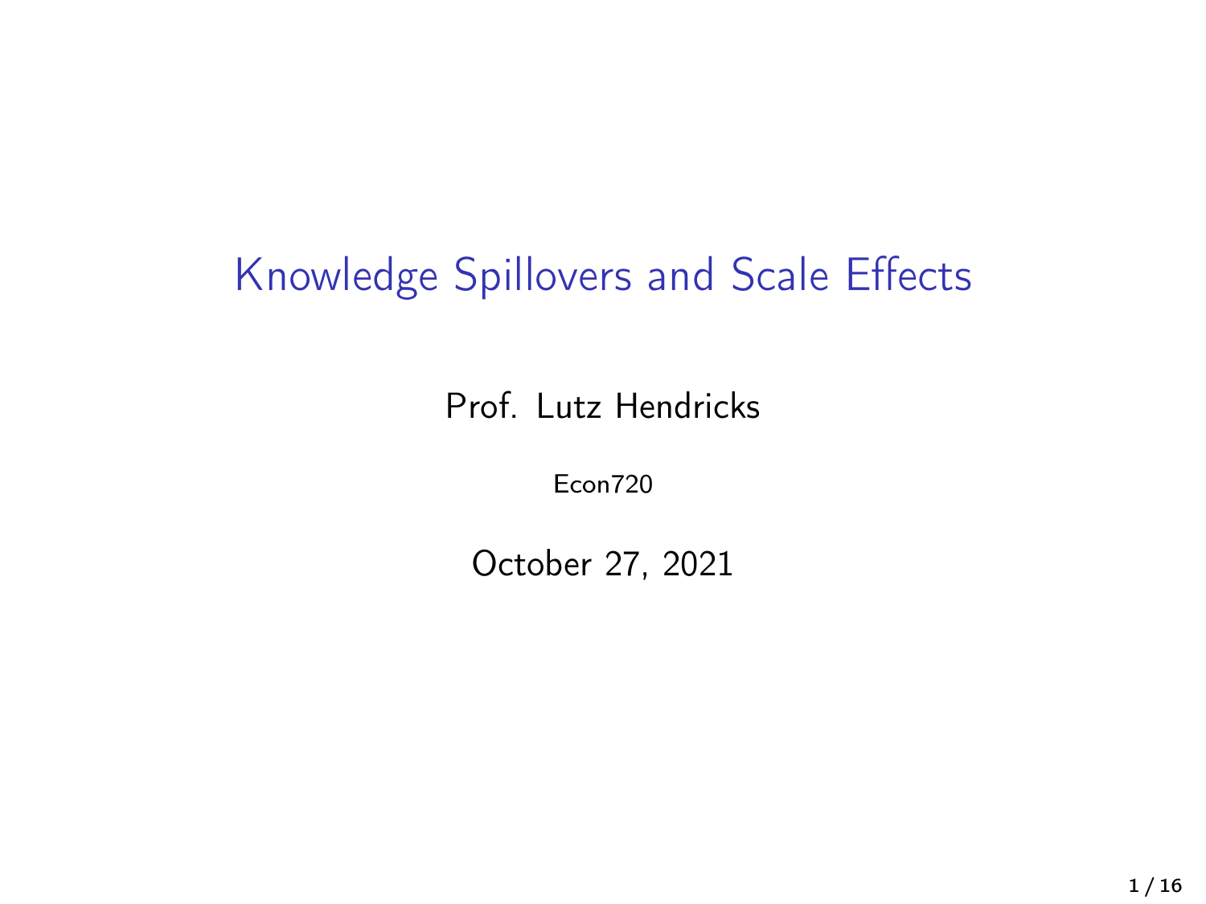# Knowledge Spillovers and Scale Effects

Prof. Lutz Hendricks

Econ720

October 27, 2021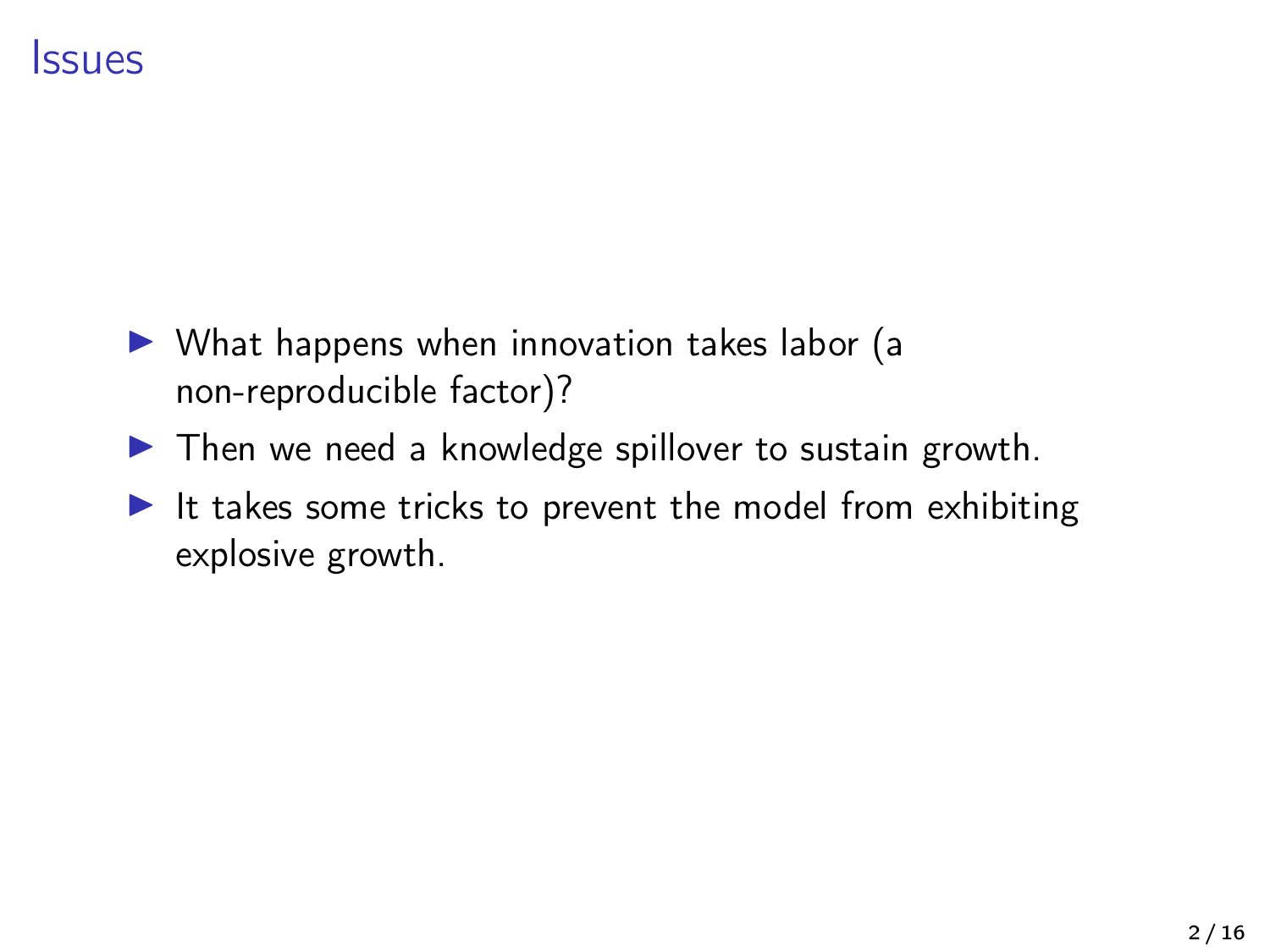# Issues

- What happens when innovation takes labor (a non-reproducible factor)?
- Then we need a knowledge spillover to sustain growth.
- It takes some tricks to prevent the model from exhibiting explosive growth.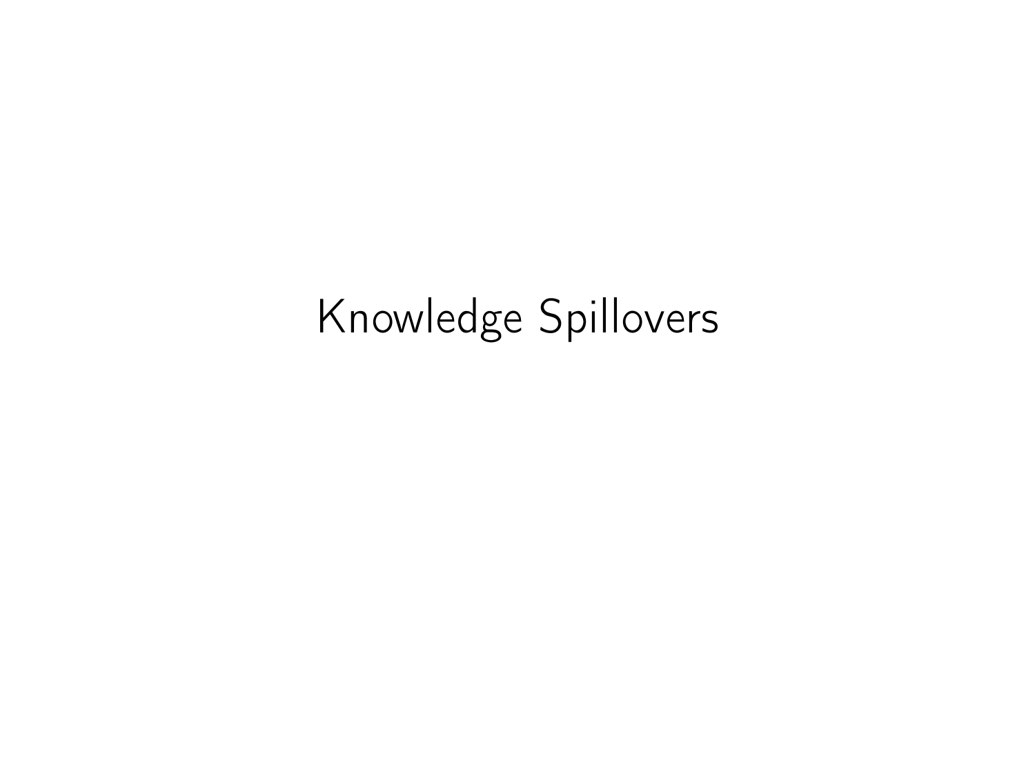# Knowledge Spillovers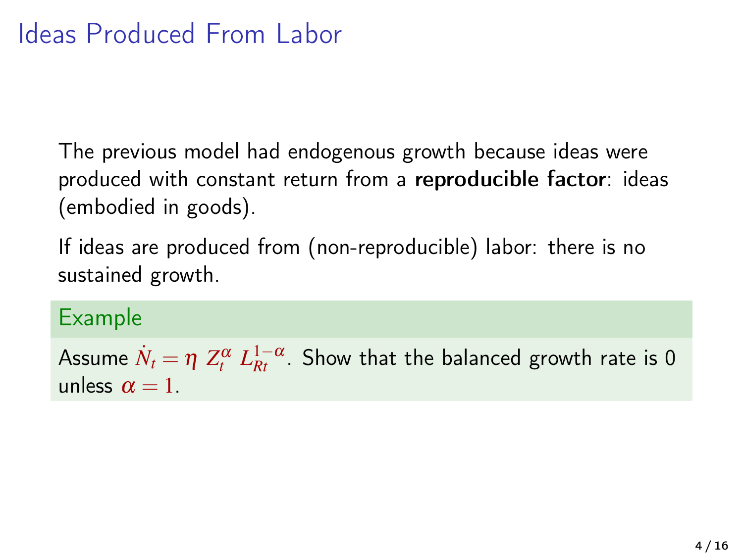# Ideas Produced From Labor

The previous model had endogenous growth because ideas were produced with constant return from a **reproducible factor**: ideas (embodied in goods).

If ideas are produced from (non-reproducible) labor: there is no sustained growth.

**Example**

Assume $\dot{N}_t = \eta \; Z_t^{\alpha} \; L_{Rt}^{1-\alpha}$. Show that the balanced growth rate is 0 unless $\alpha = 1$.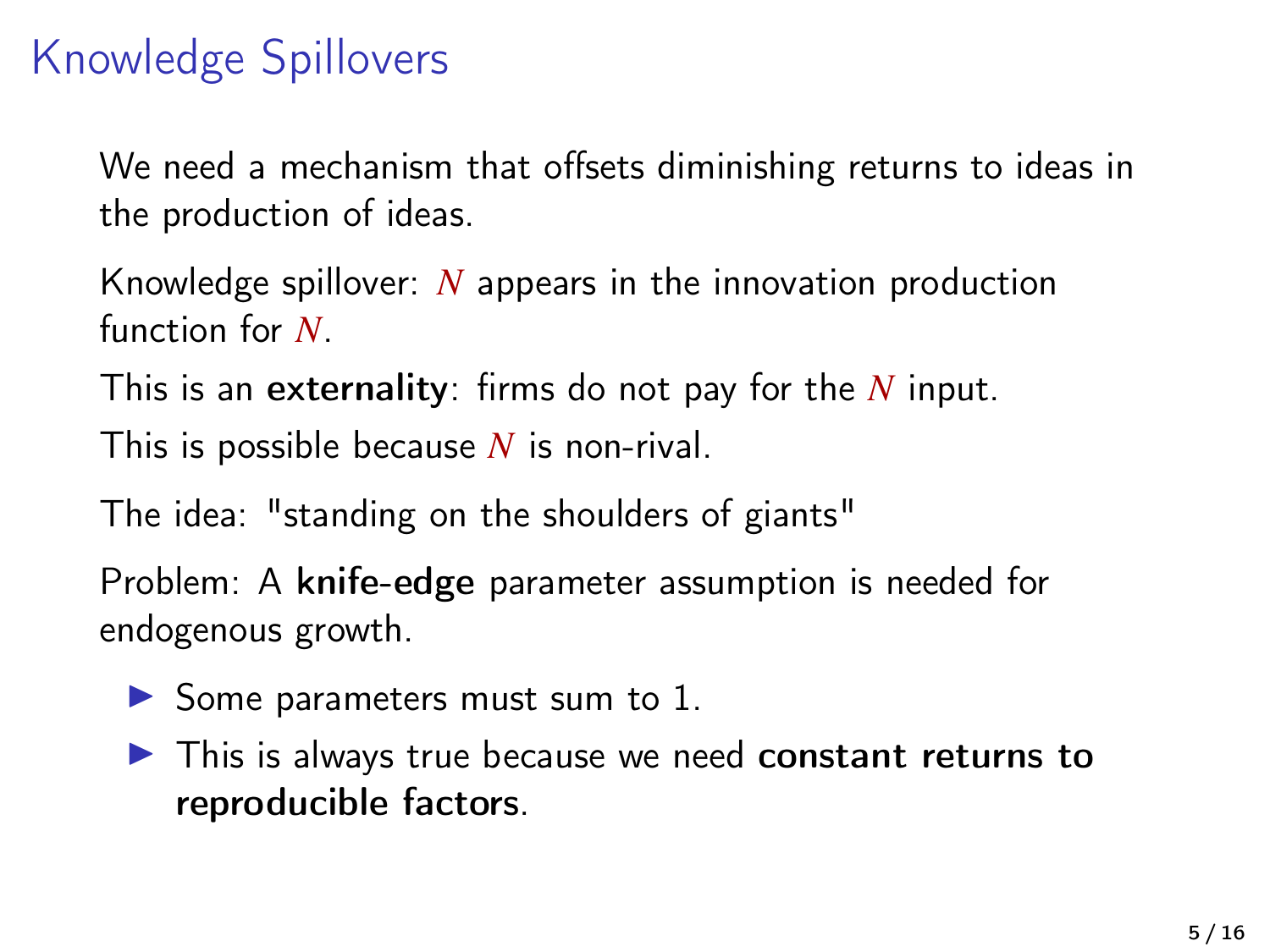# Knowledge Spillovers

We need a mechanism that offsets diminishing returns to ideas in the production of ideas.

Knowledge spillover: $N$ appears in the innovation production function for $N$.

This is an **externality**: firms do not pay for the $N$ input.

This is possible because $N$ is non-rival.

The idea: "standing on the shoulders of giants"

Problem: A **knife-edge** parameter assumption is needed for endogenous growth.

- Some parameters must sum to 1.
- This is always true because we need **constant returns to reproducible factors**.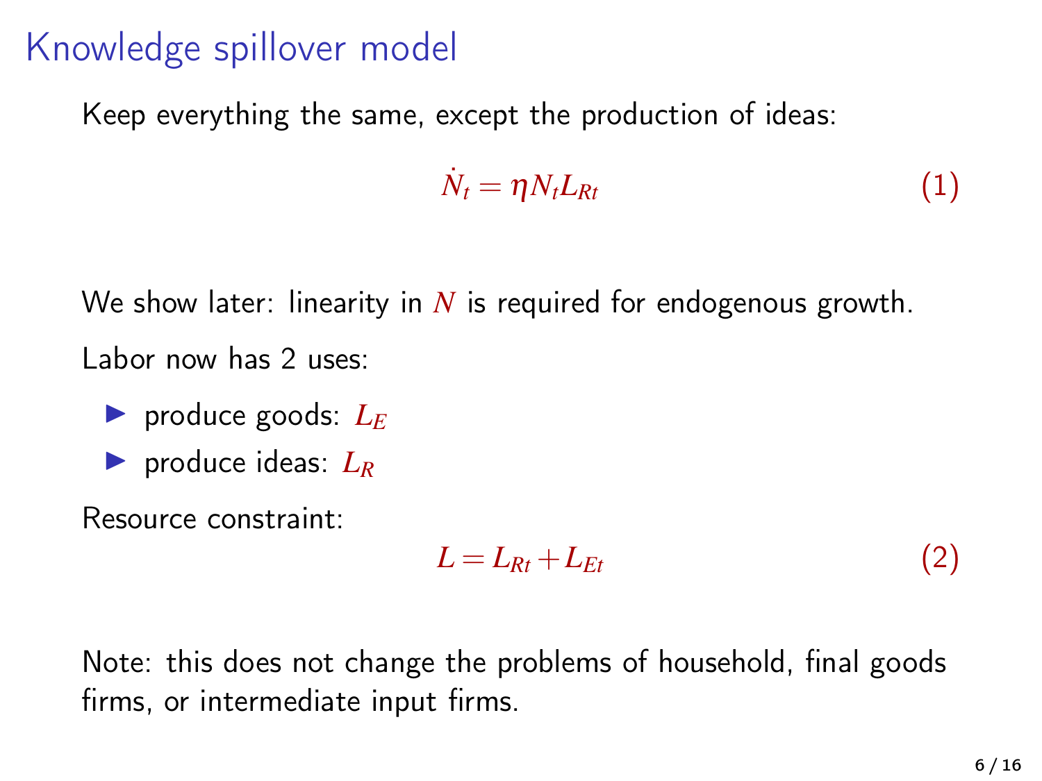# Knowledge spillover model

Keep everything the same, except the production of ideas:

$$\dot{N}_t = \eta N_t L_{Rt} \tag{1}$$

We show later: linearity in $N$ is required for endogenous growth.

Labor now has 2 uses:

- produce goods: $L_E$
- produce ideas: $L_R$

Resource constraint:

$$L = L_{Rt} + L_{Et} \tag{2}$$

Note: this does not change the problems of household, final goods firms, or intermediate input firms.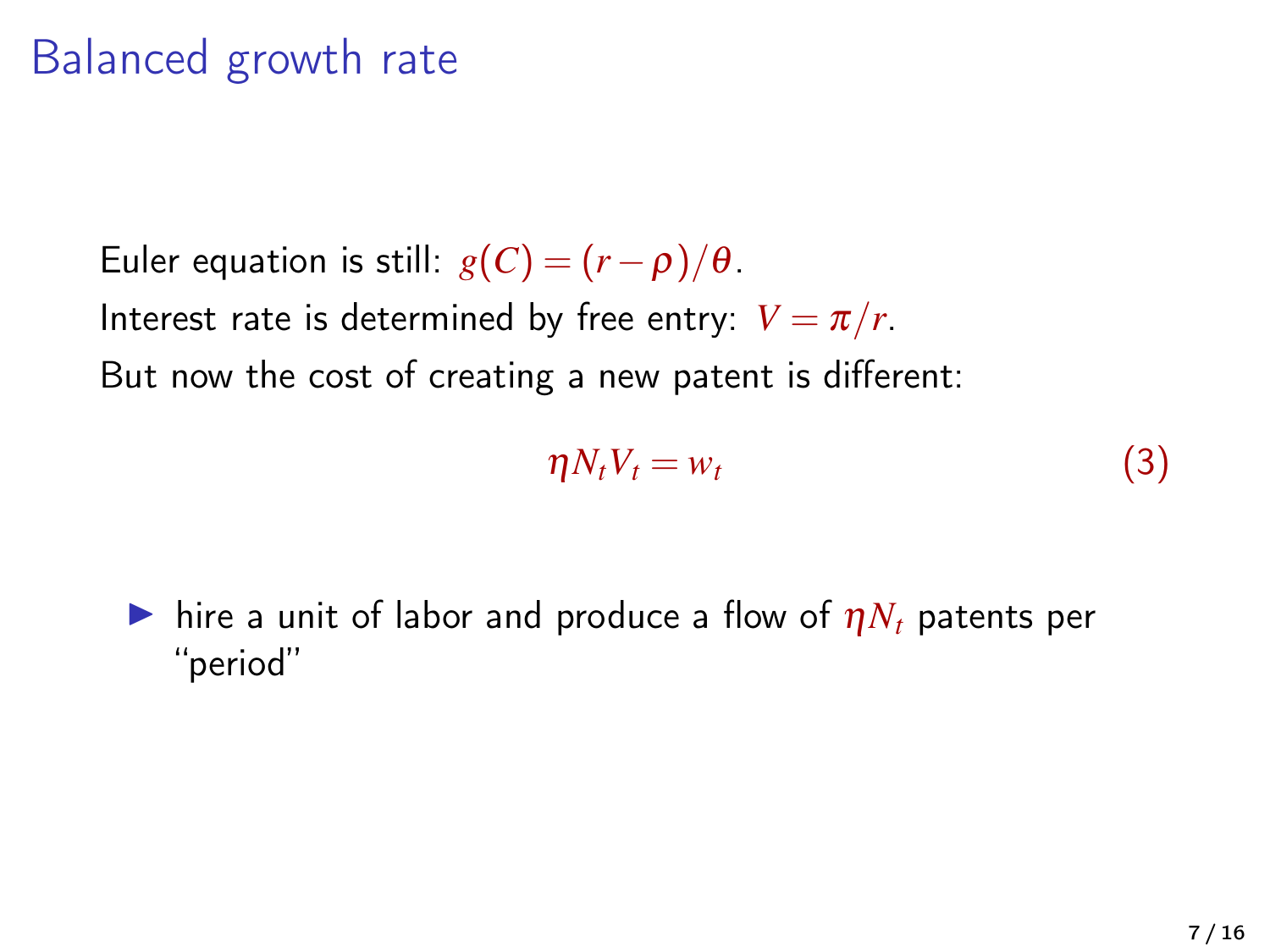# Balanced growth rate

Euler equation is still: $g(C) = (r - \rho)/\theta$.

Interest rate is determined by free entry: $V = \pi/r$.

But now the cost of creating a new patent is different:

$$\eta N_t V_t = w_t \tag{3}$$

- hire a unit of labor and produce a flow of $\eta N_t$ patents per "period"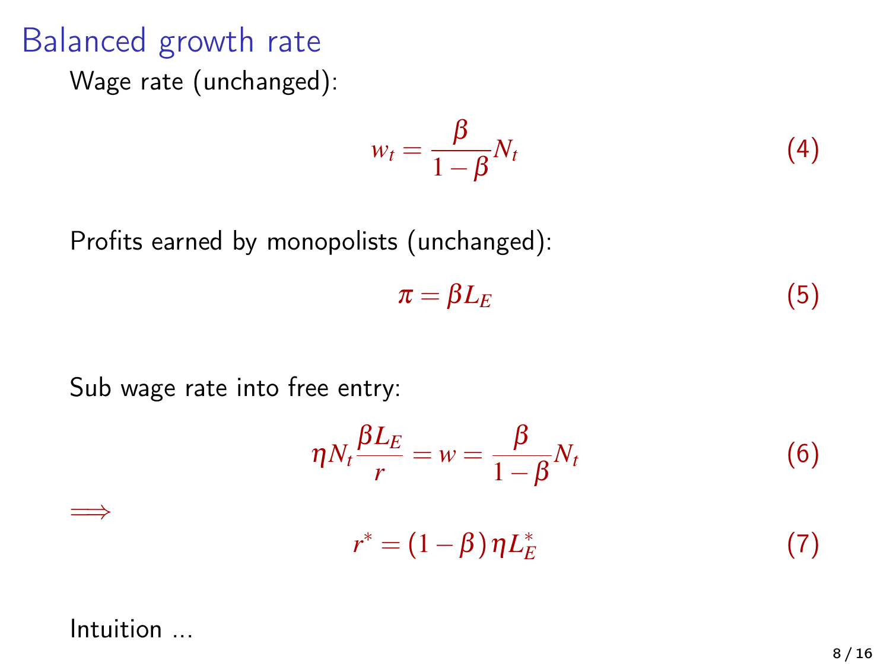# Balanced growth rate

Wage rate (unchanged):

$$w_t = \frac{\beta}{1-\beta} N_t \tag{4}$$

Profits earned by monopolists (unchanged):

$$\pi = \beta L_E \tag{5}$$

Sub wage rate into free entry:

$$\eta N_t \frac{\beta L_E}{r} = w = \frac{\beta}{1-\beta} N_t \tag{6}$$

$\Longrightarrow$

$$r^* = (1-\beta)\,\eta L_E^* \tag{7}$$

Intuition ...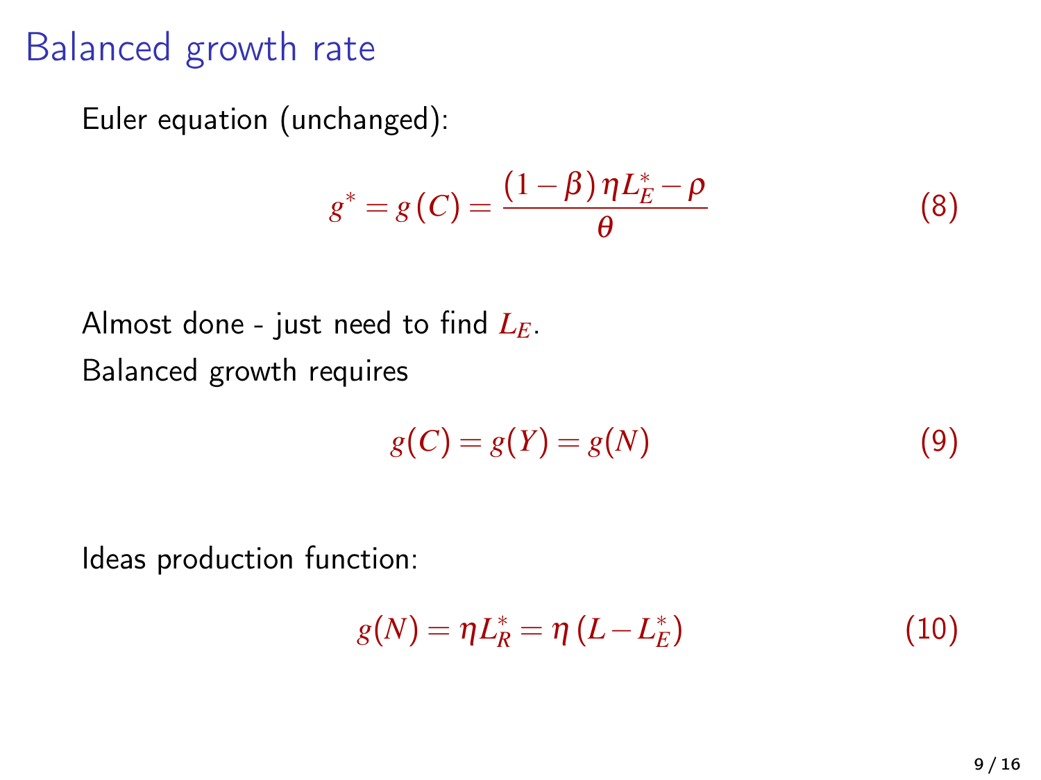# Balanced growth rate

Euler equation (unchanged):

$$g^* = g(C) = \frac{(1-\beta)\,\eta L_E^* - \rho}{\theta} \tag{8}$$

Almost done - just need to find $L_E$.

Balanced growth requires

$$g(C) = g(Y) = g(N) \tag{9}$$

Ideas production function:

$$g(N) = \eta L_R^* = \eta\,(L - L_E^*) \tag{10}$$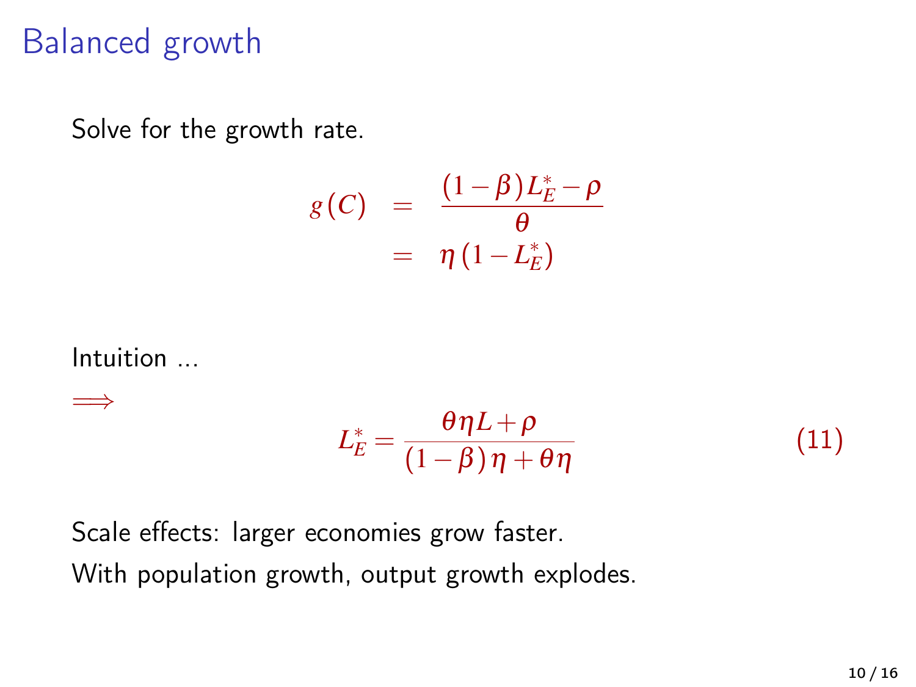# Balanced growth

Solve for the growth rate.

$$
\begin{aligned}
g(C) &= \frac{(1-\beta)L_E^* - \rho}{\theta} \\
&= \eta\,(1 - L_E^*)
\end{aligned}
$$

Intuition ...

$\Longrightarrow$

$$
L_E^* = \frac{\theta \eta L + \rho}{(1-\beta)\eta + \theta \eta} \tag{11}
$$

Scale effects: larger economies grow faster.

With population growth, output growth explodes.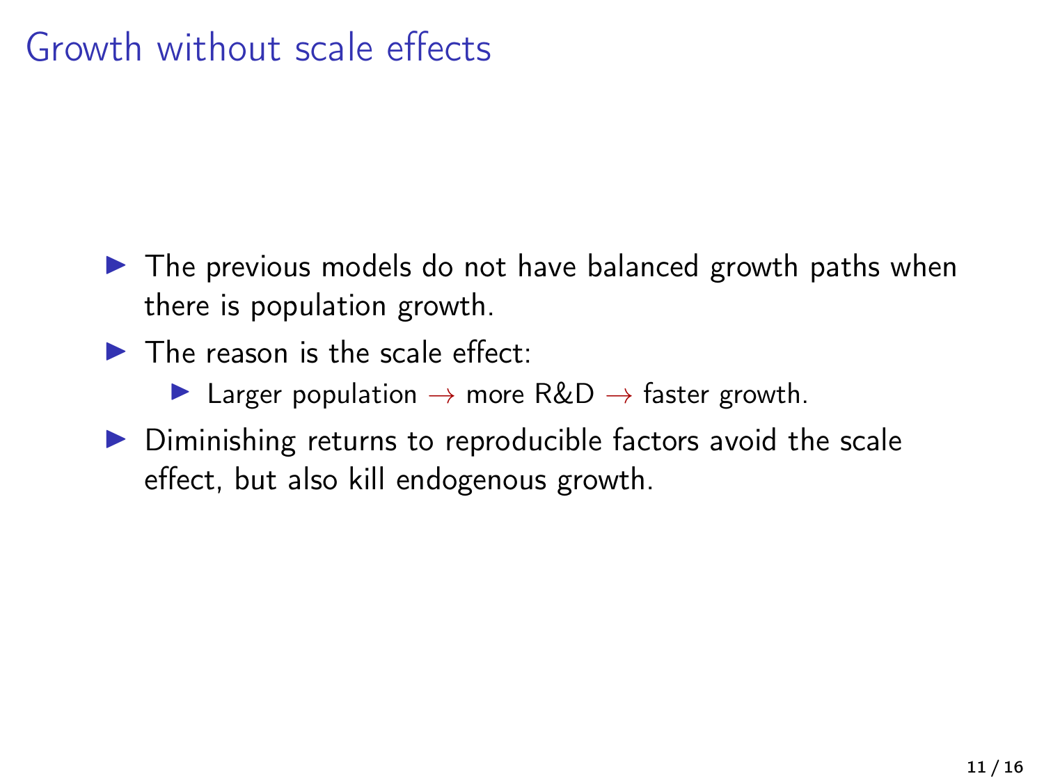# Growth without scale effects

- The previous models do not have balanced growth paths when there is population growth.
- The reason is the scale effect:
  - Larger population $\rightarrow$ more R&D $\rightarrow$ faster growth.
- Diminishing returns to reproducible factors avoid the scale effect, but also kill endogenous growth.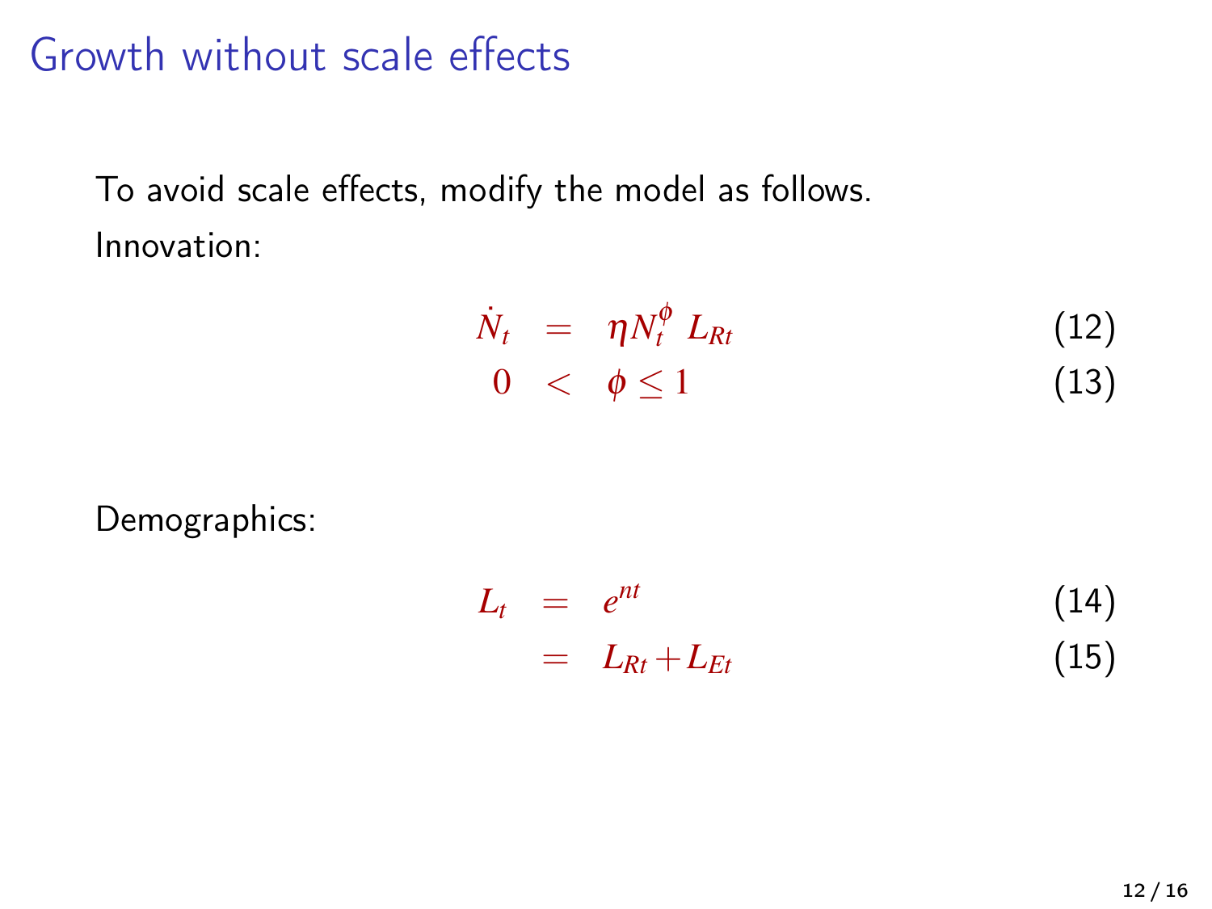# Growth without scale effects

To avoid scale effects, modify the model as follows.

Innovation:

$$\dot{N}_t = \eta N_t^{\phi} L_{Rt} \tag{12}$$

$$0 < \phi \leq 1 \tag{13}$$

Demographics:

$$L_t = e^{nt} \tag{14}$$

$$= L_{Rt} + L_{Et} \tag{15}$$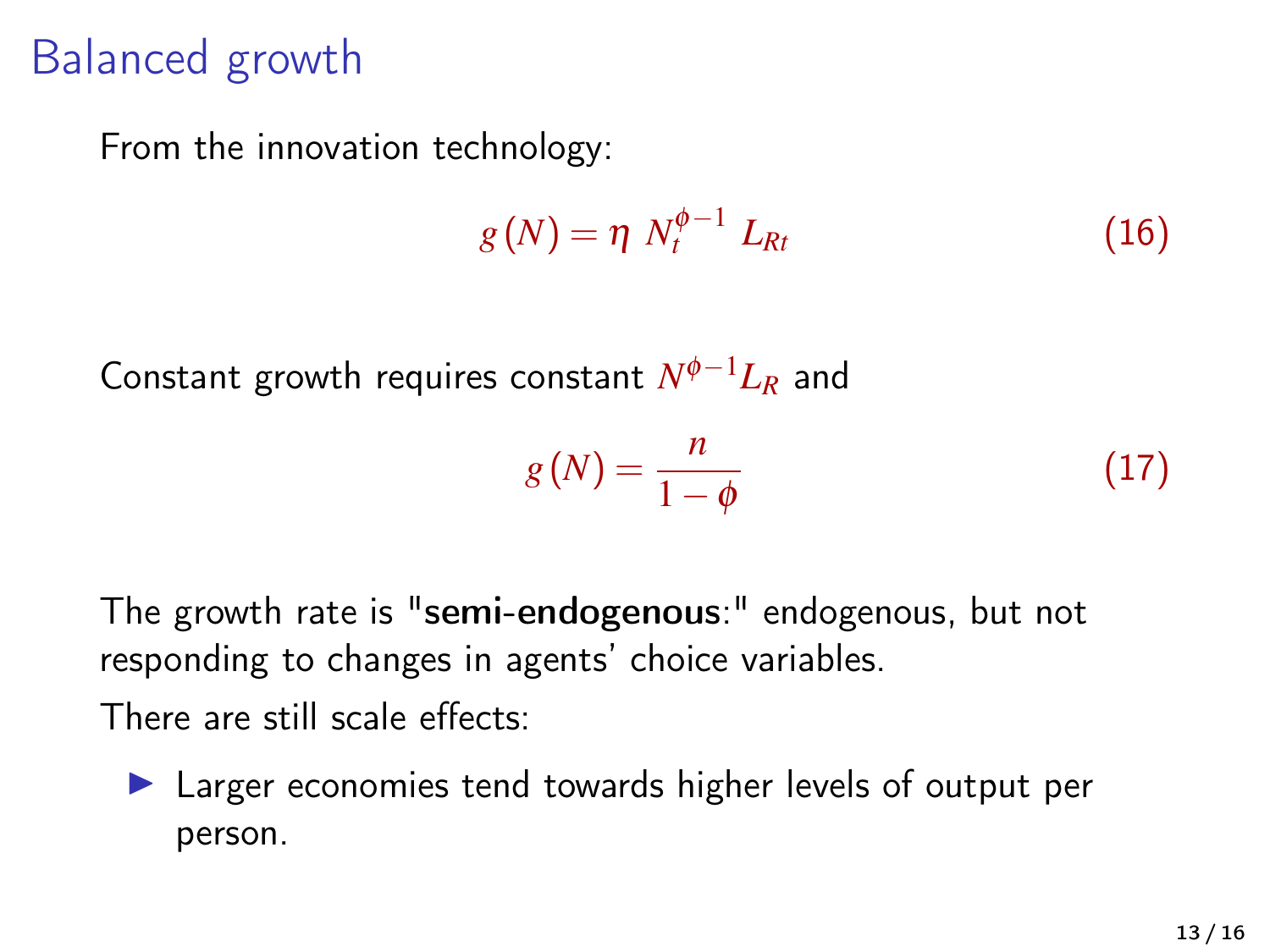# Balanced growth

From the innovation technology:

$$g(N) = \eta \; N_t^{\phi - 1} \; L_{Rt} \tag{16}$$

Constant growth requires constant $N^{\phi-1} L_R$ and

$$g(N) = \frac{n}{1 - \phi} \tag{17}$$

The growth rate is "**semi-endogenous**:" endogenous, but not responding to changes in agents' choice variables.

There are still scale effects:

- Larger economies tend towards higher levels of output per person.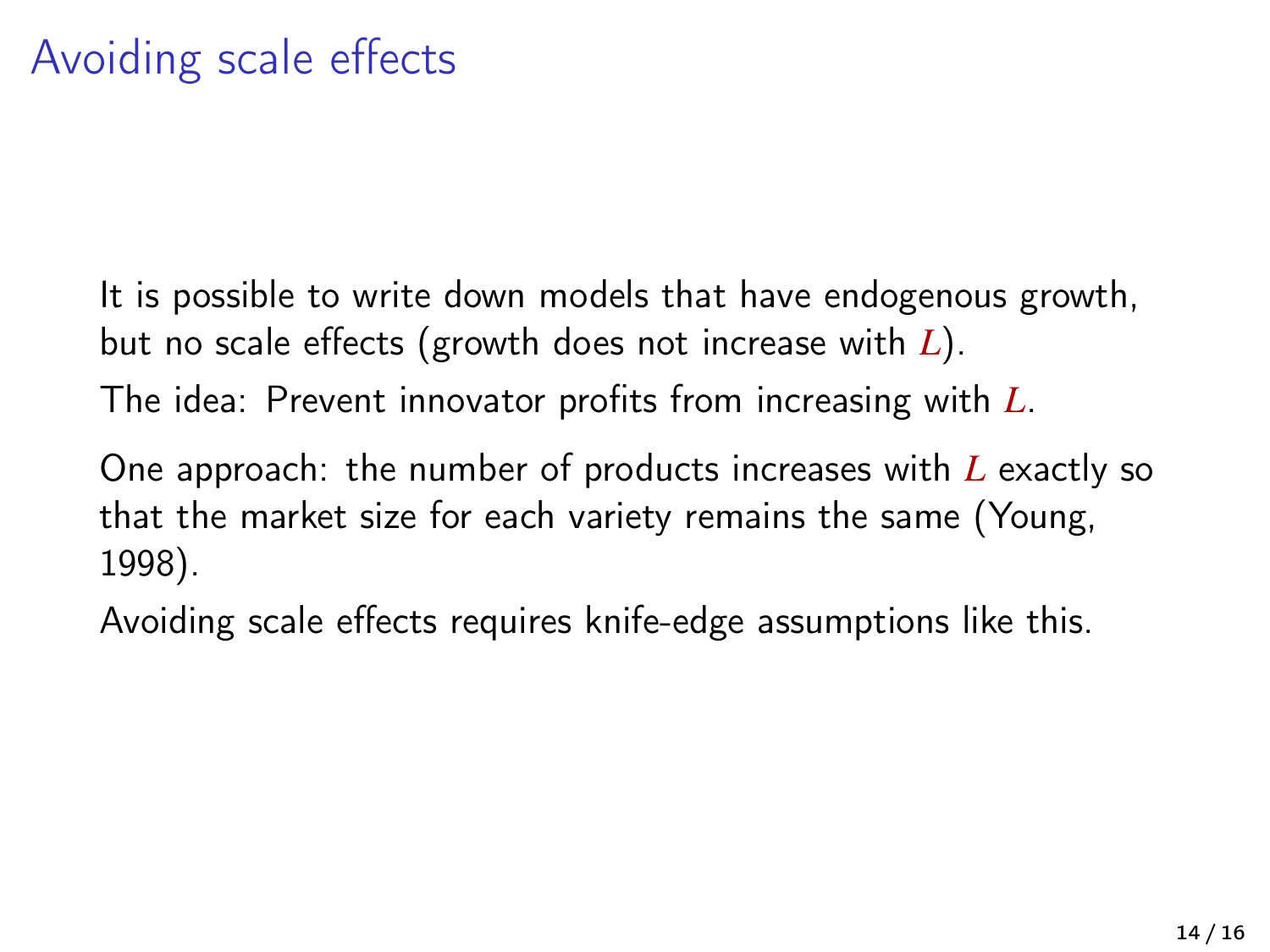# Avoiding scale effects

It is possible to write down models that have endogenous growth, but no scale effects (growth does not increase with $L$).

The idea: Prevent innovator profits from increasing with $L$.

One approach: the number of products increases with $L$ exactly so that the market size for each variety remains the same (Young, 1998).

Avoiding scale effects requires knife-edge assumptions like this.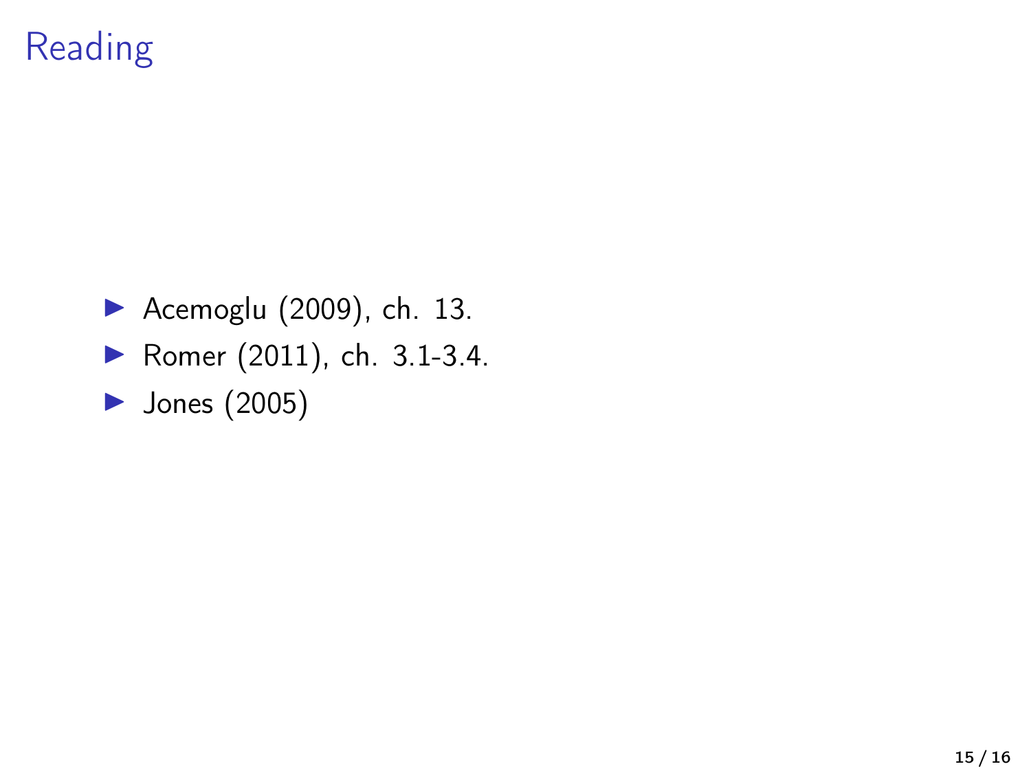# Reading

- Acemoglu (2009), ch. 13.
- Romer (2011), ch. 3.1-3.4.
- Jones (2005)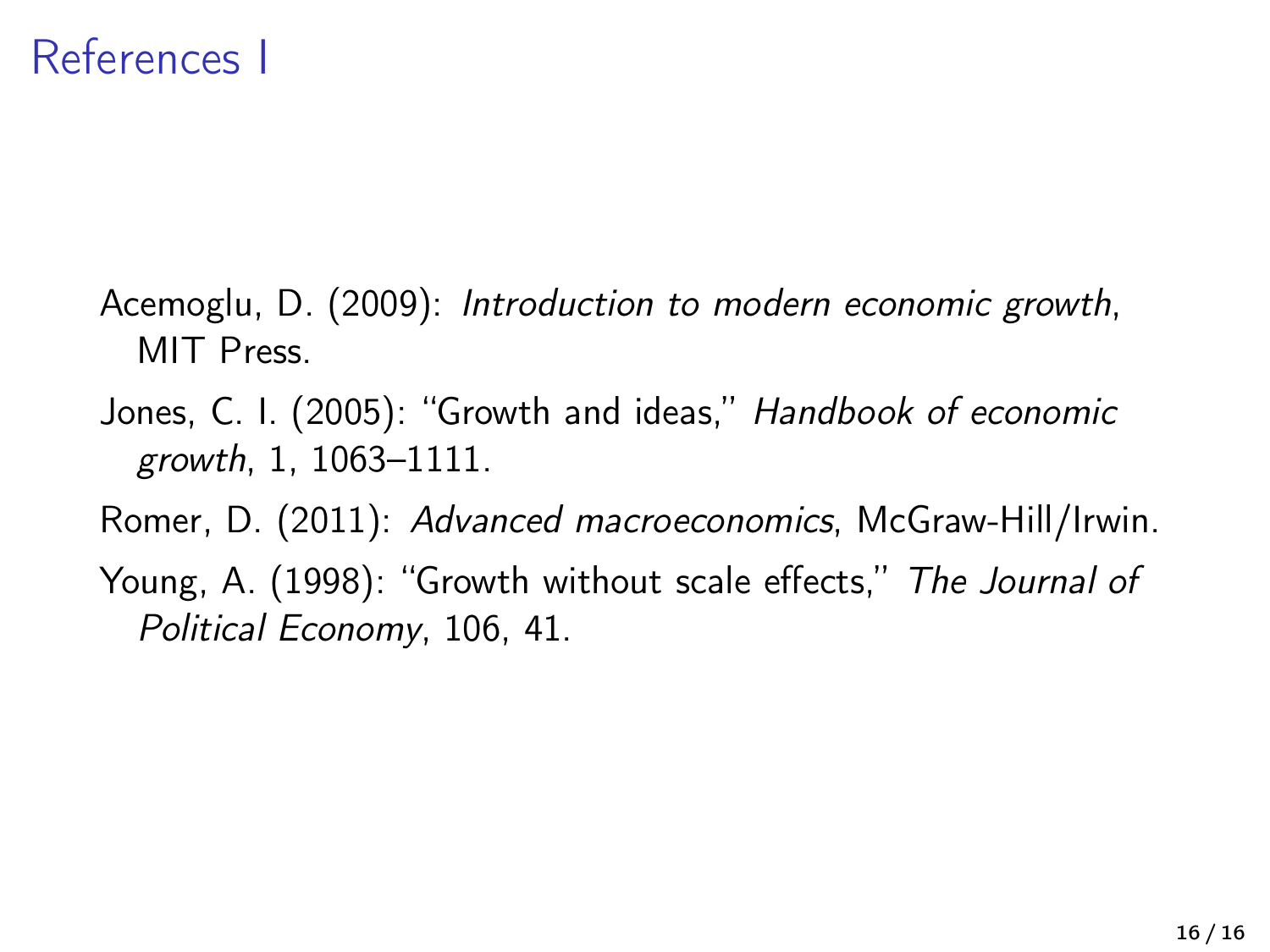# References I

Acemoglu, D. (2009): *Introduction to modern economic growth*, MIT Press.

Jones, C. I. (2005): "Growth and ideas," *Handbook of economic growth*, 1, 1063–1111.

Romer, D. (2011): *Advanced macroeconomics*, McGraw-Hill/Irwin.

Young, A. (1998): "Growth without scale effects," *The Journal of Political Economy*, 106, 41.